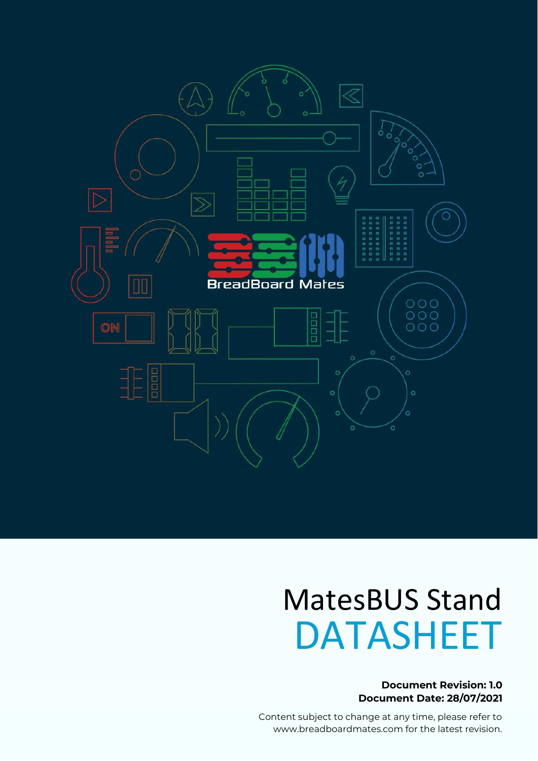# MatesBUS Stand

# DATASHEET

**Document Revision: 1.0**
**Document Date: 28/07/2021**

Content subject to change at any time, please refer to www.breadboardmates.com for the latest revision.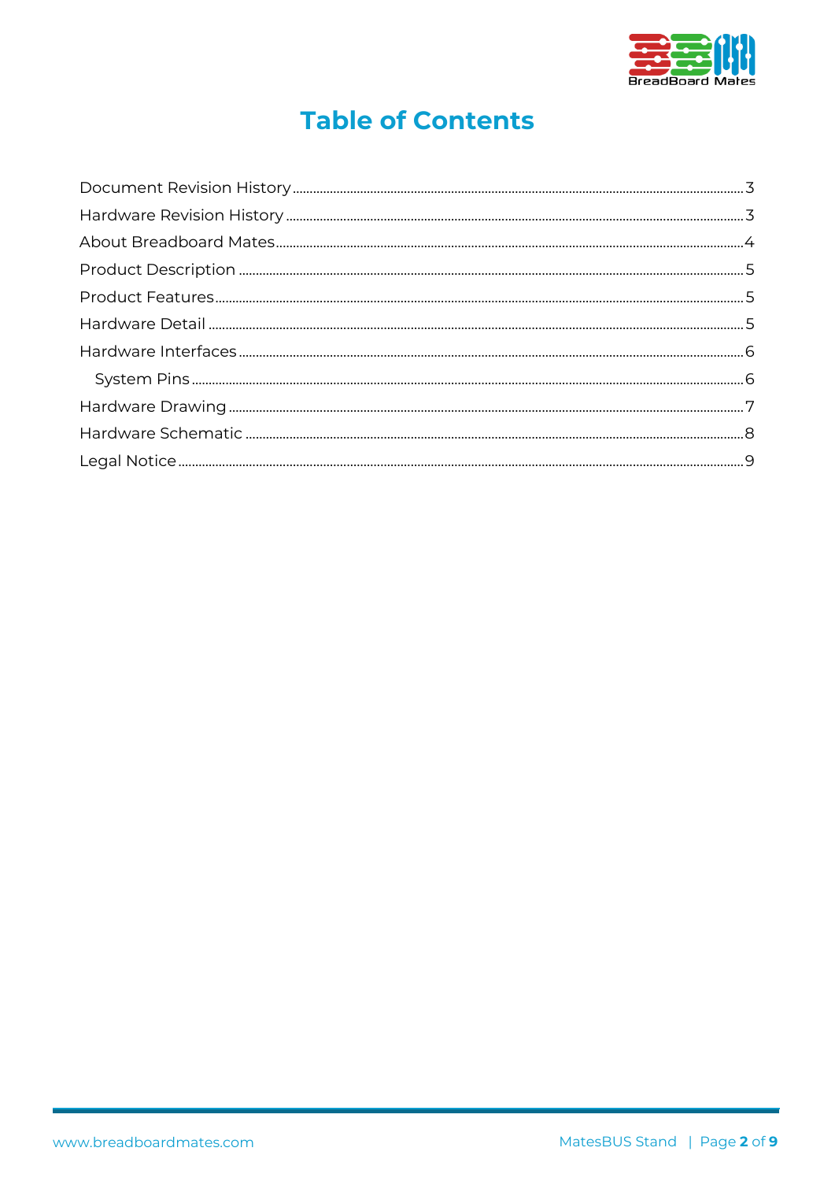# Table of Contents

Document Revision History .......... 3
Hardware Revision History .......... 3
About Breadboard Mates .......... 4
Product Description .......... 5
Product Features .......... 5
Hardware Detail .......... 5
Hardware Interfaces .......... 6
  System Pins .......... 6
Hardware Drawing .......... 7
Hardware Schematic .......... 8
Legal Notice .......... 9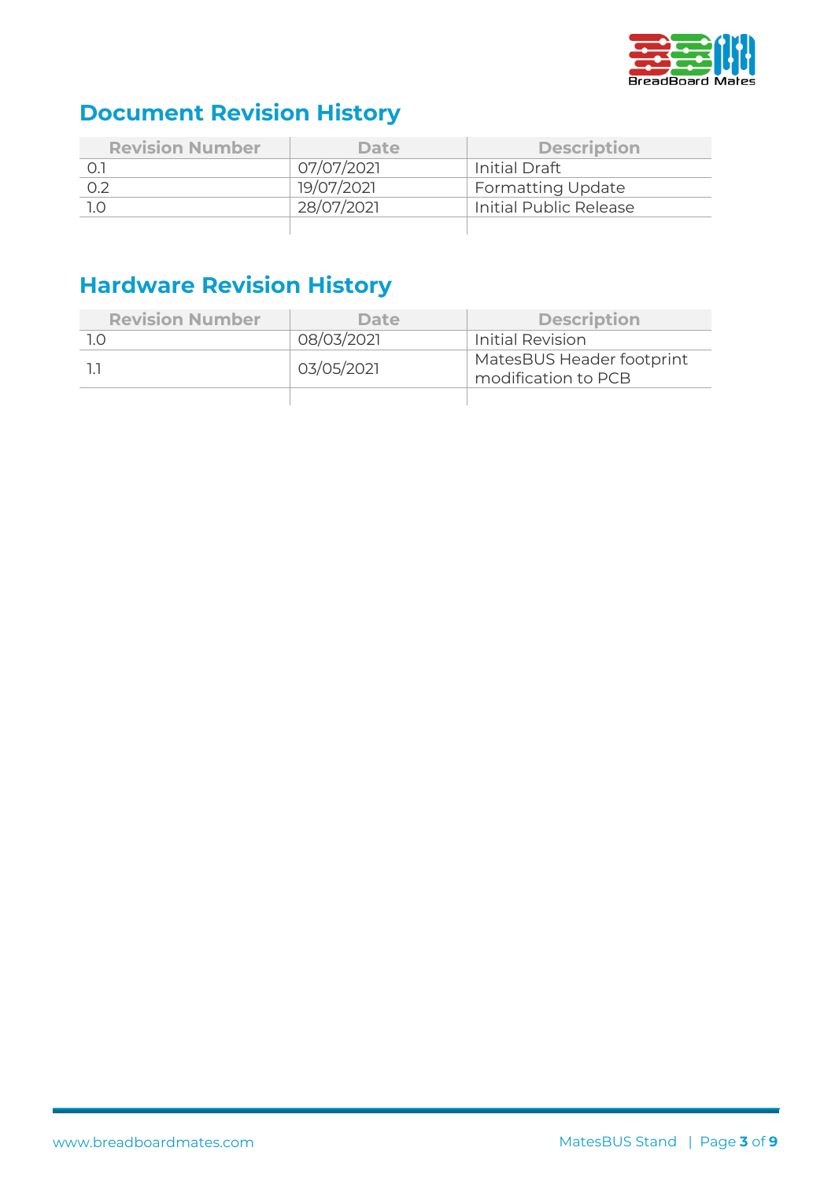# Document Revision History

| Revision Number | Date | Description |
|---|---|---|
| 0.1 | 07/07/2021 | Initial Draft |
| 0.2 | 19/07/2021 | Formatting Update |
| 1.0 | 28/07/2021 | Initial Public Release |
| | | |

# Hardware Revision History

| Revision Number | Date | Description |
|---|---|---|
| 1.0 | 08/03/2021 | Initial Revision |
| 1.1 | 03/05/2021 | MatesBUS Header footprint modification to PCB |
| | | |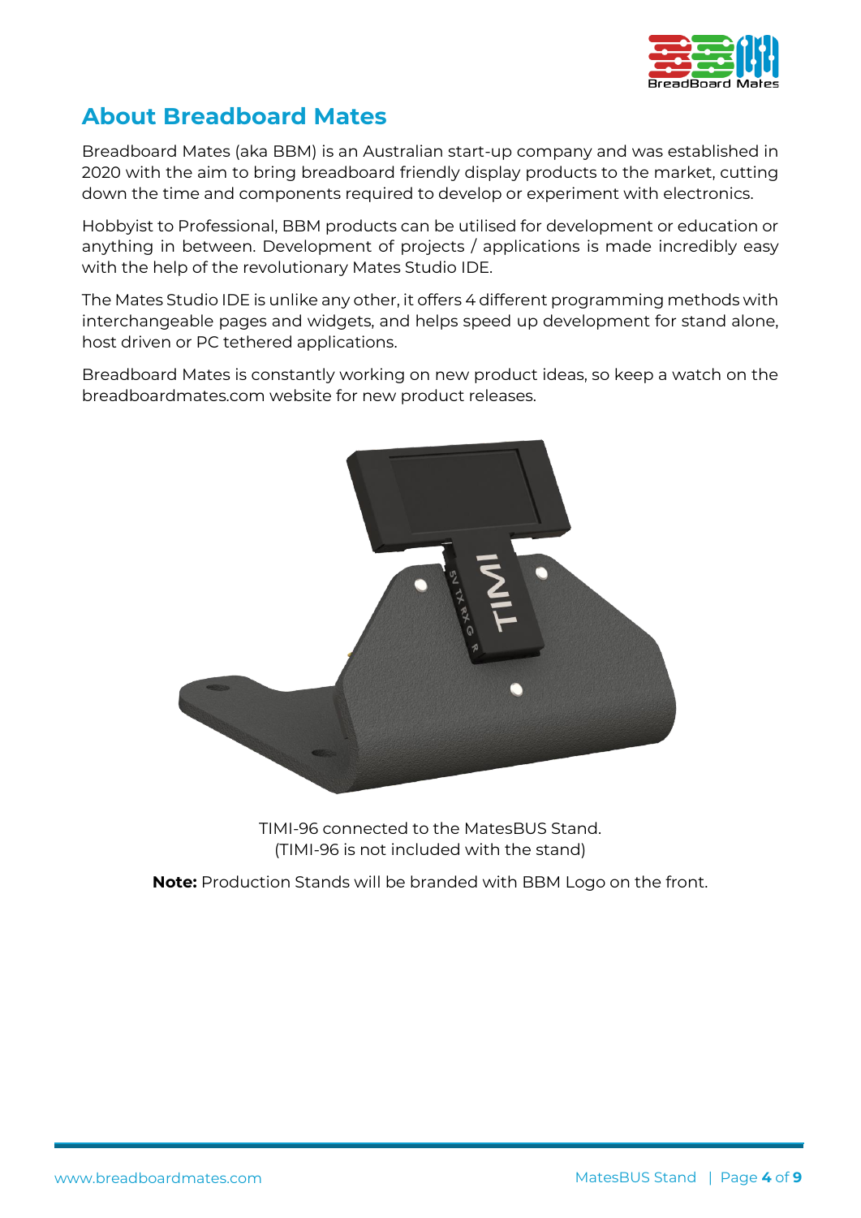## About Breadboard Mates

Breadboard Mates (aka BBM) is an Australian start-up company and was established in 2020 with the aim to bring breadboard friendly display products to the market, cutting down the time and components required to develop or experiment with electronics.

Hobbyist to Professional, BBM products can be utilised for development or education or anything in between. Development of projects / applications is made incredibly easy with the help of the revolutionary Mates Studio IDE.

The Mates Studio IDE is unlike any other, it offers 4 different programming methods with interchangeable pages and widgets, and helps speed up development for stand alone, host driven or PC tethered applications.

Breadboard Mates is constantly working on new product ideas, so keep a watch on the breadboardmates.com website for new product releases.

TIMI-96 connected to the MatesBUS Stand.
(TIMI-96 is not included with the stand)

**Note:** Production Stands will be branded with BBM Logo on the front.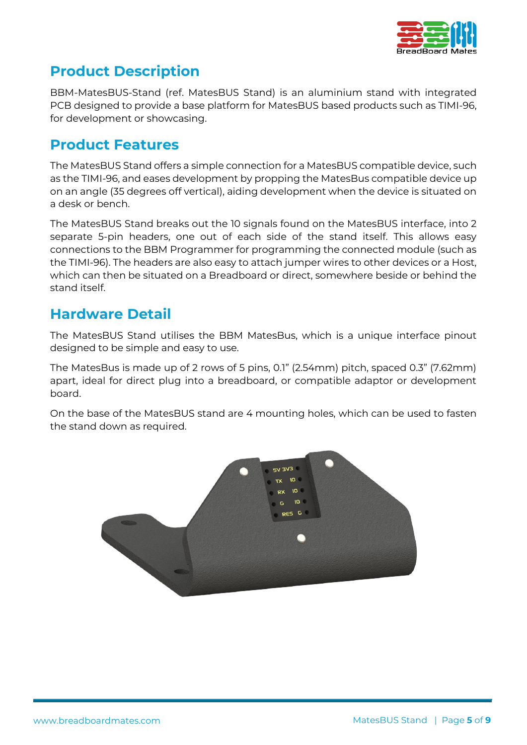## Product Description

BBM-MatesBUS-Stand (ref. MatesBUS Stand) is an aluminium stand with integrated PCB designed to provide a base platform for MatesBUS based products such as TIMI-96, for development or showcasing.

## Product Features

The MatesBUS Stand offers a simple connection for a MatesBUS compatible device, such as the TIMI-96, and eases development by propping the MatesBus compatible device up on an angle (35 degrees off vertical), aiding development when the device is situated on a desk or bench.

The MatesBUS Stand breaks out the 10 signals found on the MatesBUS interface, into 2 separate 5-pin headers, one out of each side of the stand itself. This allows easy connections to the BBM Programmer for programming the connected module (such as the TIMI-96). The headers are also easy to attach jumper wires to other devices or a Host, which can then be situated on a Breadboard or direct, somewhere beside or behind the stand itself.

## Hardware Detail

The MatesBUS Stand utilises the BBM MatesBus, which is a unique interface pinout designed to be simple and easy to use.

The MatesBus is made up of 2 rows of 5 pins, 0.1" (2.54mm) pitch, spaced 0.3" (7.62mm) apart, ideal for direct plug into a breadboard, or compatible adaptor or development board.

On the base of the MatesBUS stand are 4 mounting holes, which can be used to fasten the stand down as required.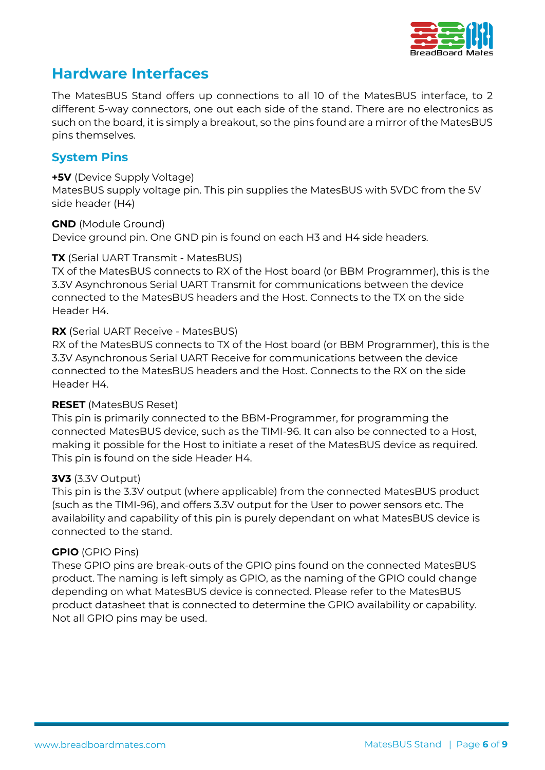# Hardware Interfaces

The MatesBUS Stand offers up connections to all 10 of the MatesBUS interface, to 2 different 5-way connectors, one out each side of the stand. There are no electronics as such on the board, it is simply a breakout, so the pins found are a mirror of the MatesBUS pins themselves.

## System Pins

**+5V** (Device Supply Voltage)
MatesBUS supply voltage pin. This pin supplies the MatesBUS with 5VDC from the 5V side header (H4)

**GND** (Module Ground)
Device ground pin. One GND pin is found on each H3 and H4 side headers.

**TX** (Serial UART Transmit - MatesBUS)
TX of the MatesBUS connects to RX of the Host board (or BBM Programmer), this is the 3.3V Asynchronous Serial UART Transmit for communications between the device connected to the MatesBUS headers and the Host. Connects to the TX on the side Header H4.

**RX** (Serial UART Receive - MatesBUS)
RX of the MatesBUS connects to TX of the Host board (or BBM Programmer), this is the 3.3V Asynchronous Serial UART Receive for communications between the device connected to the MatesBUS headers and the Host. Connects to the RX on the side Header H4.

**RESET** (MatesBUS Reset)
This pin is primarily connected to the BBM-Programmer, for programming the connected MatesBUS device, such as the TIMI-96. It can also be connected to a Host, making it possible for the Host to initiate a reset of the MatesBUS device as required. This pin is found on the side Header H4.

**3V3** (3.3V Output)
This pin is the 3.3V output (where applicable) from the connected MatesBUS product (such as the TIMI-96), and offers 3.3V output for the User to power sensors etc. The availability and capability of this pin is purely dependant on what MatesBUS device is connected to the stand.

**GPIO** (GPIO Pins)
These GPIO pins are break-outs of the GPIO pins found on the connected MatesBUS product. The naming is left simply as GPIO, as the naming of the GPIO could change depending on what MatesBUS device is connected. Please refer to the MatesBUS product datasheet that is connected to determine the GPIO availability or capability. Not all GPIO pins may be used.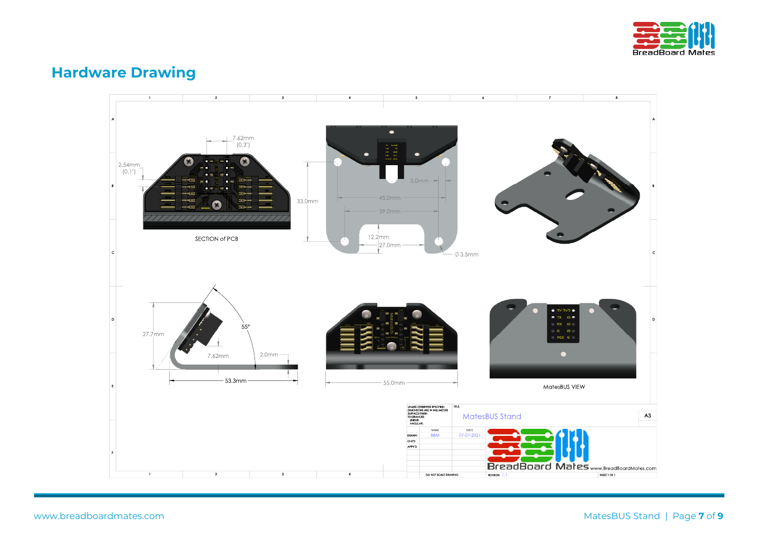## Hardware Drawing

7.62mm (0.3")

2.54mm (0.1")

SECTION of PCB

33.0mm

3.0mm

45.0mm

39.0mm

12.2mm

27.0mm

Ø3.5mm

27.7mm

55°

7.62mm

2.0mm

53.3mm

55.0mm

MatesBUS VIEW

| UNLESS OTHERWISE SPECIFIED: DIMENSIONS ARE IN MILLIMETERS SURFACE FINISH: TOLERANCES: LINEAR: ANGULAR: | TITLE: MatesBUS Stand | A3 |
|---|---|---|
| | NAME | DATE |
| DRAWN | BBM | 07-07-2021 |
| CHK'D | | |
| APPV'D | | |
| DO NOT SCALE DRAWING | REVISION 1.1 | SHEET 1 OF 1 |

BreadBoard Mates www.BreadBoardMates.com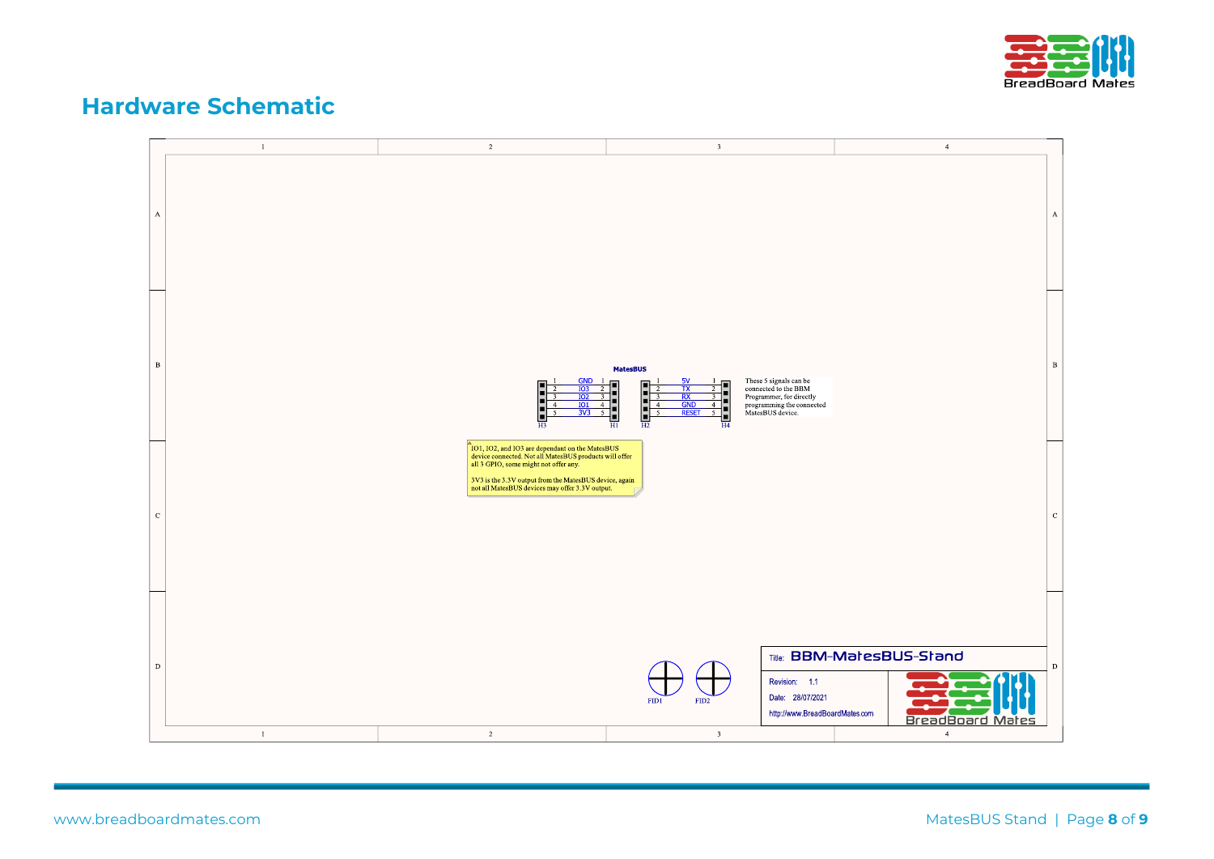## Hardware Schematic

**MatesBUS**

| H3 / H1 Pin | Signal |
|---|---|
| 1 | GND |
| 2 | IO3 |
| 3 | IO2 |
| 4 | IO1 |
| 5 | 3V3 |

| H2 / H4 Pin | Signal |
|---|---|
| 1 | 5V |
| 2 | TX |
| 3 | RX |
| 4 | GND |
| 5 | RESET |

These 5 signals can be connected to the BBM Programmer, for directly programming the connected MatesBUS device.

IO1, IO2, and IO3 are dependant on the MatesBUS device connected. Not all MatesBUS products will offer all 3 GPIO, some might not offer any.

3V3 is the 3.3V output from the MatesBUS device, again not all MatesBUS devices may offer 3.3V output.

FID1 FID2

Title: BBM-MatesBUS-Stand

Revision: 1.1

Date: 28/07/2021

http://www.BreadBoardMates.com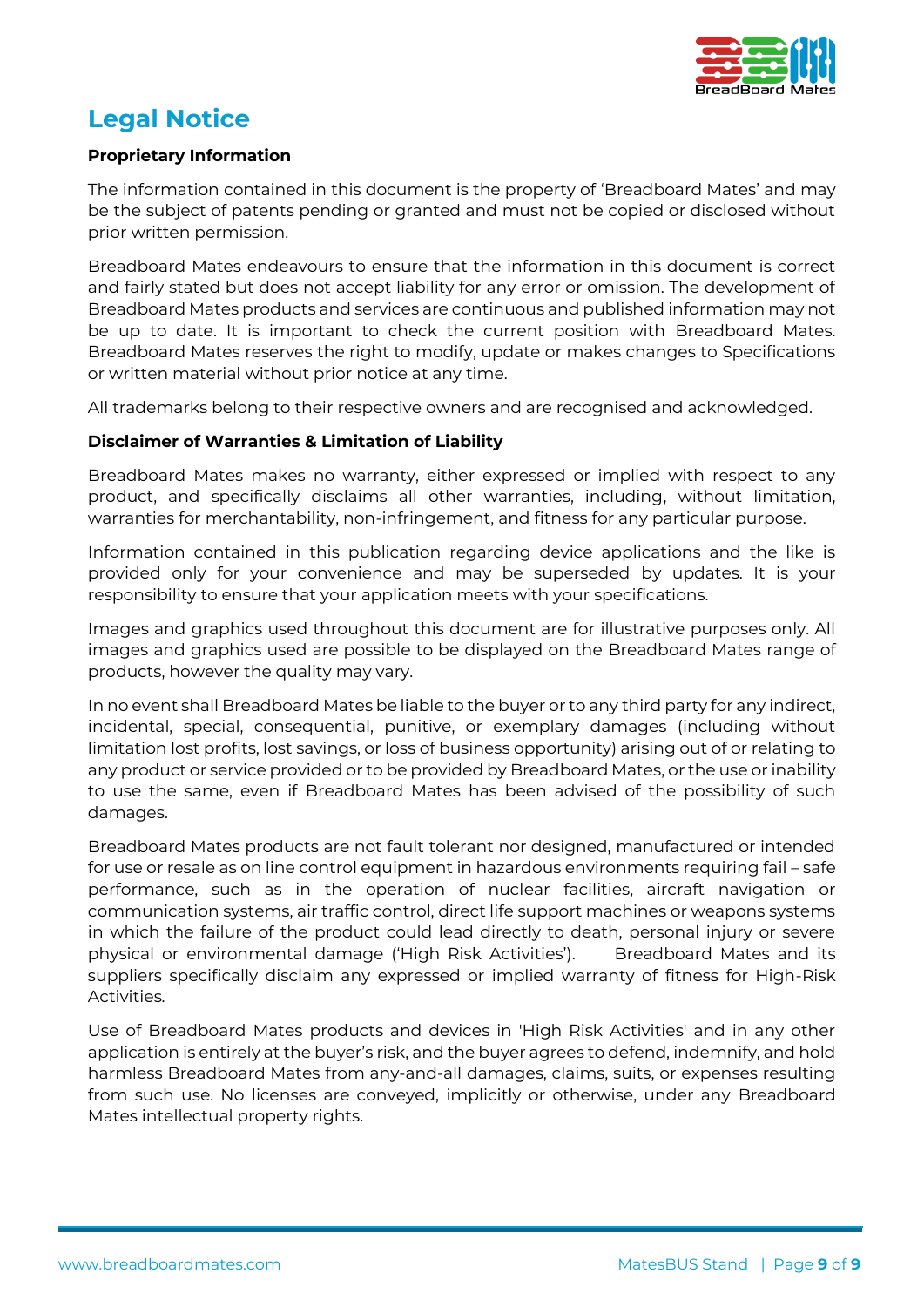# Legal Notice

### Proprietary Information

The information contained in this document is the property of 'Breadboard Mates' and may be the subject of patents pending or granted and must not be copied or disclosed without prior written permission.

Breadboard Mates endeavours to ensure that the information in this document is correct and fairly stated but does not accept liability for any error or omission. The development of Breadboard Mates products and services are continuous and published information may not be up to date. It is important to check the current position with Breadboard Mates. Breadboard Mates reserves the right to modify, update or makes changes to Specifications or written material without prior notice at any time.

All trademarks belong to their respective owners and are recognised and acknowledged.

### Disclaimer of Warranties & Limitation of Liability

Breadboard Mates makes no warranty, either expressed or implied with respect to any product, and specifically disclaims all other warranties, including, without limitation, warranties for merchantability, non-infringement, and fitness for any particular purpose.

Information contained in this publication regarding device applications and the like is provided only for your convenience and may be superseded by updates. It is your responsibility to ensure that your application meets with your specifications.

Images and graphics used throughout this document are for illustrative purposes only. All images and graphics used are possible to be displayed on the Breadboard Mates range of products, however the quality may vary.

In no event shall Breadboard Mates be liable to the buyer or to any third party for any indirect, incidental, special, consequential, punitive, or exemplary damages (including without limitation lost profits, lost savings, or loss of business opportunity) arising out of or relating to any product or service provided or to be provided by Breadboard Mates, or the use or inability to use the same, even if Breadboard Mates has been advised of the possibility of such damages.

Breadboard Mates products are not fault tolerant nor designed, manufactured or intended for use or resale as on line control equipment in hazardous environments requiring fail – safe performance, such as in the operation of nuclear facilities, aircraft navigation or communication systems, air traffic control, direct life support machines or weapons systems in which the failure of the product could lead directly to death, personal injury or severe physical or environmental damage ('High Risk Activities'). Breadboard Mates and its suppliers specifically disclaim any expressed or implied warranty of fitness for High-Risk Activities.

Use of Breadboard Mates products and devices in 'High Risk Activities' and in any other application is entirely at the buyer's risk, and the buyer agrees to defend, indemnify, and hold harmless Breadboard Mates from any-and-all damages, claims, suits, or expenses resulting from such use. No licenses are conveyed, implicitly or otherwise, under any Breadboard Mates intellectual property rights.